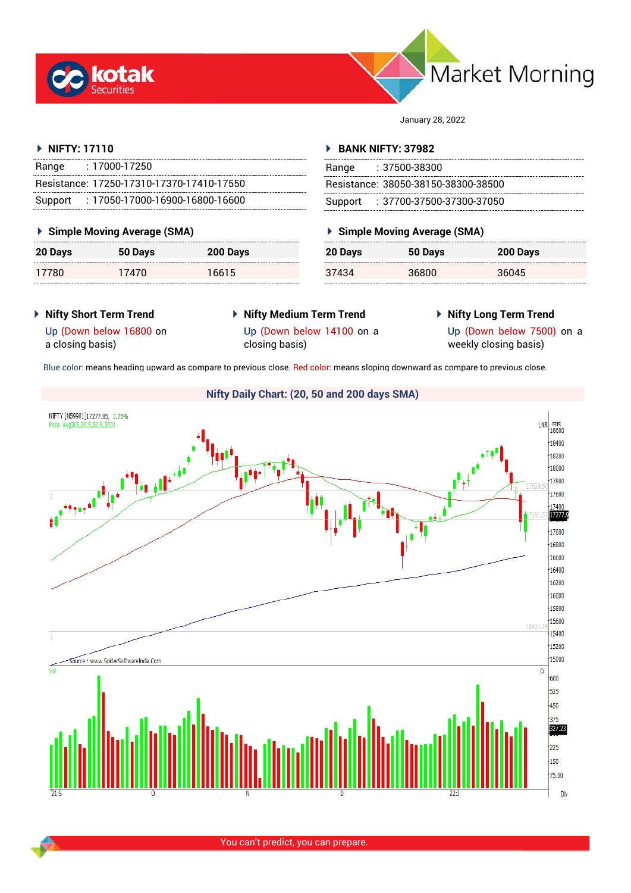# Market Morning

January 28, 2022

## NIFTY: 17110

| | |
|---|---|
| Range | : 17000-17250 |
| Resistance: | 17250-17310-17370-17410-17550 |
| Support | : 17050-17000-16900-16800-16600 |

### Simple Moving Average (SMA)

| 20 Days | 50 Days | 200 Days |
|---|---|---|
| 17780 | 17470 | 16615 |

## BANK NIFTY: 37982

| | |
|---|---|
| Range | : 37500-38300 |
| Resistance: | 38050-38150-38300-38500 |
| Support | : 37700-37500-37300-37050 |

### Simple Moving Average (SMA)

| 20 Days | 50 Days | 200 Days |
|---|---|---|
| 37434 | 36800 | 36045 |

### Nifty Short Term Trend

Up (Down below 16800 on a closing basis)

### Nifty Medium Term Trend

Up (Down below 14100 on a closing basis)

### Nifty Long Term Trend

Up (Down below 7500) on a weekly closing basis)

Blue color: means heading upward as compare to previous close. Red color: means sloping downward as compare to previous close.

## Nifty Daily Chart: (20, 50 and 200 days SMA)

You can't predict, you can prepare.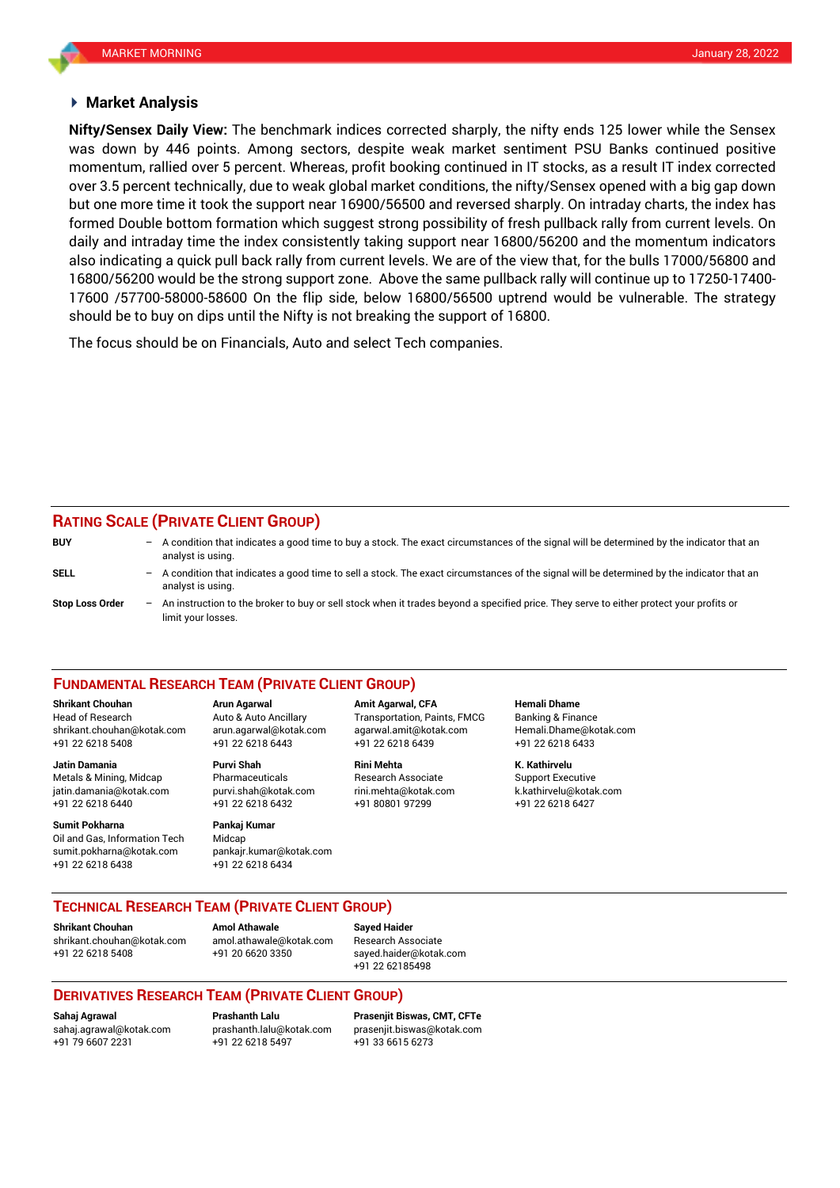## Market Analysis

**Nifty/Sensex Daily View:** The benchmark indices corrected sharply, the nifty ends 125 lower while the Sensex was down by 446 points. Among sectors, despite weak market sentiment PSU Banks continued positive momentum, rallied over 5 percent. Whereas, profit booking continued in IT stocks, as a result IT index corrected over 3.5 percent technically, due to weak global market conditions, the nifty/Sensex opened with a big gap down but one more time it took the support near 16900/56500 and reversed sharply. On intraday charts, the index has formed Double bottom formation which suggest strong possibility of fresh pullback rally from current levels. On daily and intraday time the index consistently taking support near 16800/56200 and the momentum indicators also indicating a quick pull back rally from current levels. We are of the view that, for the bulls 17000/56800 and 16800/56200 would be the strong support zone. Above the same pullback rally will continue up to 17250-17400-17600 /57700-58000-58600 On the flip side, below 16800/56500 uptrend would be vulnerable. The strategy should be to buy on dips until the Nifty is not breaking the support of 16800.

The focus should be on Financials, Auto and select Tech companies.

## RATING SCALE (PRIVATE CLIENT GROUP)

**BUY** – A condition that indicates a good time to buy a stock. The exact circumstances of the signal will be determined by the indicator that an analyst is using.

**SELL** – A condition that indicates a good time to sell a stock. The exact circumstances of the signal will be determined by the indicator that an analyst is using.

**Stop Loss Order** – An instruction to the broker to buy or sell stock when it trades beyond a specified price. They serve to either protect your profits or limit your losses.

## FUNDAMENTAL RESEARCH TEAM (PRIVATE CLIENT GROUP)

**Shrikant Chouhan**
Head of Research
shrikant.chouhan@kotak.com
+91 22 6218 5408

**Arun Agarwal**
Auto & Auto Ancillary
arun.agarwal@kotak.com
+91 22 6218 6443

**Amit Agarwal, CFA**
Transportation, Paints, FMCG
agarwal.amit@kotak.com
+91 22 6218 6439

**Hemali Dhame**
Banking & Finance
Hemali.Dhame@kotak.com
+91 22 6218 6433

**Jatin Damania**
Metals & Mining, Midcap
jatin.damania@kotak.com
+91 22 6218 6440

**Purvi Shah**
Pharmaceuticals
purvi.shah@kotak.com
+91 22 6218 6432

**Rini Mehta**
Research Associate
rini.mehta@kotak.com
+91 80801 97299

**K. Kathirvelu**
Support Executive
k.kathirvelu@kotak.com
+91 22 6218 6427

**Sumit Pokharna**
Oil and Gas, Information Tech
sumit.pokharna@kotak.com
+91 22 6218 6438

**Pankaj Kumar**
Midcap
pankajr.kumar@kotak.com
+91 22 6218 6434

## TECHNICAL RESEARCH TEAM (PRIVATE CLIENT GROUP)

**Shrikant Chouhan**
shrikant.chouhan@kotak.com
+91 22 6218 5408

**Amol Athawale**
amol.athawale@kotak.com
+91 20 6620 3350

**Sayed Haider**
Research Associate
sayed.haider@kotak.com
+91 22 62185498

## DERIVATIVES RESEARCH TEAM (PRIVATE CLIENT GROUP)

**Sahaj Agrawal**
sahaj.agrawal@kotak.com
+91 79 6607 2231

**Prashanth Lalu**
prashanth.lalu@kotak.com
+91 22 6218 5497

**Prasenjit Biswas, CMT, CFTe**
prasenjit.biswas@kotak.com
+91 33 6615 6273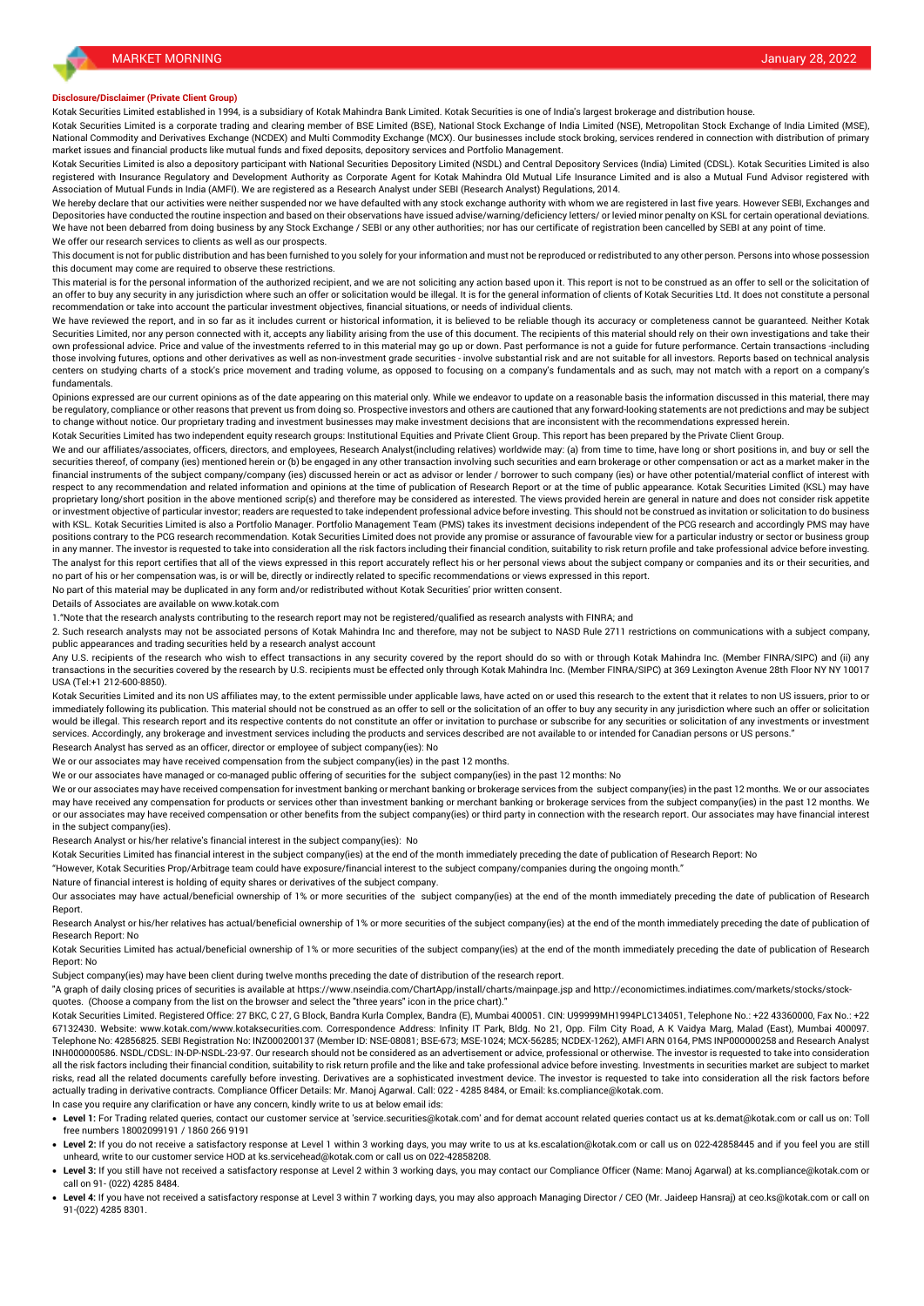**Disclosure/Disclaimer (Private Client Group)**

Kotak Securities Limited established in 1994, is a subsidiary of Kotak Mahindra Bank Limited. Kotak Securities is one of India's largest brokerage and distribution house.

Kotak Securities Limited is a corporate trading and clearing member of BSE Limited (BSE), National Stock Exchange of India Limited (NSE), Metropolitan Stock Exchange of India Limited (MSE), National Commodity and Derivatives Exchange (NCDEX) and Multi Commodity Exchange (MCX). Our businesses include stock broking, services rendered in connection with distribution of primary market issues and financial products like mutual funds and fixed deposits, depository services and Portfolio Management.

Kotak Securities Limited is also a depository participant with National Securities Depository Limited (NSDL) and Central Depository Services (India) Limited (CDSL). Kotak Securities Limited is also registered with Insurance Regulatory and Development Authority as Corporate Agent for Kotak Mahindra Old Mutual Life Insurance Limited and is also a Mutual Fund Advisor registered with Association of Mutual Funds in India (AMFI). We are registered as a Research Analyst under SEBI (Research Analyst) Regulations, 2014.

We hereby declare that our activities were neither suspended nor we have defaulted with any stock exchange authority with whom we are registered in last five years. However SEBI, Exchanges and Depositories have conducted the routine inspection and based on their observations have issued advise/warning/deficiency letters/ or levied minor penalty on KSL for certain operational deviations. We have not been debarred from doing business by any Stock Exchange / SEBI or any other authorities; nor has our certificate of registration been cancelled by SEBI at any point of time.

We offer our research services to clients as well as our prospects.

This document is not for public distribution and has been furnished to you solely for your information and must not be reproduced or redistributed to any other person. Persons into whose possession this document may come are required to observe these restrictions.

This material is for the personal information of the authorized recipient, and we are not soliciting any action based upon it. This report is not to be construed as an offer to sell or the solicitation of an offer to buy any security in any jurisdiction where such an offer or solicitation would be illegal. It is for the general information of clients of Kotak Securities Ltd. It does not constitute a personal recommendation or take into account the particular investment objectives, financial situations, or needs of individual clients.

We have reviewed the report, and in so far as it includes current or historical information, it is believed to be reliable though its accuracy or completeness cannot be guaranteed. Neither Kotak Securities Limited, nor any person connected with it, accepts any liability arising from the use of this document. The recipients of this material should rely on their own investigations and take their own professional advice. Price and value of the investments referred to in this material may go up or down. Past performance is not a guide for future performance. Certain transactions -including those involving futures, options and other derivatives as well as non-investment grade securities - involve substantial risk and are not suitable for all investors. Reports based on technical analysis centers on studying charts of a stock's price movement and trading volume, as opposed to focusing on a company's fundamentals and as such, may not match with a report on a company's fundamentals.

Opinions expressed are our current opinions as of the date appearing on this material only. While we endeavor to update on a reasonable basis the information discussed in this material, there may be regulatory, compliance or other reasons that prevent us from doing so. Prospective investors and others are cautioned that any forward-looking statements are not predictions and may be subject to change without notice. Our proprietary trading and investment businesses may make investment decisions that are inconsistent with the recommendations expressed herein.

Kotak Securities Limited has two independent equity research groups: Institutional Equities and Private Client Group. This report has been prepared by the Private Client Group.

We and our affiliates/associates, officers, directors, and employees, Research Analyst(including relatives) worldwide may: (a) from time to time, have long or short positions in, and buy or sell the securities thereof, of company (ies) mentioned herein or (b) be engaged in any other transaction involving such securities and earn brokerage or other compensation or act as a market maker in the financial instruments of the subject company/company (ies) discussed herein or act as advisor or lender / borrower to such company (ies) or have other potential/material conflict of interest with respect to any recommendation and related information and opinions at the time of publication of Research Report or at the time of public appearance. Kotak Securities Limited (KSL) may have proprietary long/short position in the above mentioned scrip(s) and therefore may be considered as interested. The views provided herein are general in nature and does not consider risk appetite or investment objective of particular investor; readers are requested to take independent professional advice before investing. This should not be construed as invitation or solicitation to do business with KSL. Kotak Securities Limited is also a Portfolio Manager. Portfolio Management Team (PMS) takes its investment decisions independent of the PCG research and accordingly PMS may have positions contrary to the PCG research recommendation. Kotak Securities Limited does not provide any promise or assurance of favourable view for a particular industry or sector or business group in any manner. The investor is requested to take into consideration all the risk factors including their financial condition, suitability to risk return profile and take professional advice before investing.

The analyst for this report certifies that all of the views expressed in this report accurately reflect his or her personal views about the subject company or companies and its or their securities, and no part of his or her compensation was, is or will be, directly or indirectly related to specific recommendations or views expressed in this report.

No part of this material may be duplicated in any form and/or redistributed without Kotak Securities' prior written consent.

Details of Associates are available on www.kotak.com

1."Note that the research analysts contributing to the research report may not be registered/qualified as research analysts with FINRA; and

2. Such research analysts may not be associated persons of Kotak Mahindra Inc and therefore, may not be subject to NASD Rule 2711 restrictions on communications with a subject company, public appearances and trading securities held by a research analyst account

Any U.S. recipients of the research who wish to effect transactions in any security covered by the report should do so with or through Kotak Mahindra Inc. (Member FINRA/SIPC) and (ii) any transactions in the securities covered by the research by U.S. recipients must be effected only through Kotak Mahindra Inc. (Member FINRA/SIPC) at 369 Lexington Avenue 28th Floor NY NY 10017 USA (Tel:+1 212-600-8850).

Kotak Securities Limited and its non US affiliates may, to the extent permissible under applicable laws, have acted on or used this research to the extent that it relates to non US issuers, prior to or immediately following its publication. This material should not be construed as an offer to sell or the solicitation of an offer to buy any security in any jurisdiction where such an offer or solicitation would be illegal. This research report and its respective contents do not constitute an offer or invitation to purchase or subscribe for any securities or solicitation of any investments or investment services. Accordingly, any brokerage and investment services including the products and services described are not available to or intended for Canadian persons or US persons."

Research Analyst has served as an officer, director or employee of subject company(ies): No

We or our associates may have received compensation from the subject company(ies) in the past 12 months.

We or our associates have managed or co-managed public offering of securities for the subject company(ies) in the past 12 months: No

We or our associates may have received compensation for investment banking or merchant banking or brokerage services from the subject company(ies) in the past 12 months. We or our associates may have received any compensation for products or services other than investment banking or merchant banking or brokerage services from the subject company(ies) in the past 12 months. We or our associates may have received compensation or other benefits from the subject company(ies) or third party in connection with the research report. Our associates may have financial interest in the subject company(ies).

Research Analyst or his/her relative's financial interest in the subject company(ies): No

Kotak Securities Limited has financial interest in the subject company(ies) at the end of the month immediately preceding the date of publication of Research Report: No

"However, Kotak Securities Prop/Arbitrage team could have exposure/financial interest to the subject company/companies during the ongoing month."

Nature of financial interest is holding of equity shares or derivatives of the subject company.

Our associates may have actual/beneficial ownership of 1% or more securities of the subject company(ies) at the end of the month immediately preceding the date of publication of Research Report.

Research Analyst or his/her relatives has actual/beneficial ownership of 1% or more securities of the subject company(ies) at the end of the month immediately preceding the date of publication of Research Report: No

Kotak Securities Limited has actual/beneficial ownership of 1% or more securities of the subject company(ies) at the end of the month immediately preceding the date of publication of Research Report: No

Subject company(ies) may have been client during twelve months preceding the date of distribution of the research report.

"A graph of daily closing prices of securities is available at https://www.nseindia.com/ChartApp/install/charts/mainpage.jsp and http://economictimes.indiatimes.com/markets/stocks/stock-quotes. (Choose a company from the list on the browser and select the "three years" icon in the price chart)."

Kotak Securities Limited. Registered Office: 27 BKC, C 27, G Block, Bandra Kurla Complex, Bandra (E), Mumbai 400051. CIN: U99999MH1994PLC134051, Telephone No.: +22 43360000, Fax No.: +22 67132430. Website: www.kotak.com/www.kotaksecurities.com. Correspondence Address: Infinity IT Park, Bldg. No 21, Opp. Film City Road, A K Vaidya Marg, Malad (East), Mumbai 400097. Telephone No: 42856825. SEBI Registration No: INZ000200137 (Member ID: NSE-08081; BSE-673; MSE-1024; MCX-56285; NCDEX-1262), AMFI ARN 0164, PMS INP000000258 and Research Analyst INH000000586. NSDL/CDSL: IN-DP-NSDL-23-97. Our research should not be considered as an advertisement or advice, professional or otherwise. The investor is requested to take into consideration all the risk factors including their financial condition, suitability to risk return profile and the like and take professional advice before investing. Investments in securities market are subject to market risks, read all the related documents carefully before investing. Derivatives are a sophisticated investment device. The investor is requested to take into consideration all the risk factors before actually trading in derivative contracts. Compliance Officer Details: Mr. Manoj Agarwal. Call: 022 - 4285 8484, or Email: ks.compliance@kotak.com.

In case you require any clarification or have any concern, kindly write to us at below email ids:

- **Level 1:** For Trading related queries, contact our customer service at 'service.securities@kotak.com' and for demat account related queries contact us at ks.demat@kotak.com or call us on: Toll free numbers 18002099191 / 1860 266 9191
- **Level 2:** If you do not receive a satisfactory response at Level 1 within 3 working days, you may write to us at ks.escalation@kotak.com or call us on 022-42858445 and if you feel you are still unheard, write to our customer service HOD at ks.servicehead@kotak.com or call us on 022-42858208.
- **Level 3:** If you still have not received a satisfactory response at Level 2 within 3 working days, you may contact our Compliance Officer (Name: Manoj Agarwal) at ks.compliance@kotak.com or call on 91- (022) 4285 8484.
- **Level 4:** If you have not received a satisfactory response at Level 3 within 7 working days, you may also approach Managing Director / CEO (Mr. Jaideep Hansraj) at ceo.ks@kotak.com or call on 91-(022) 4285 8301.